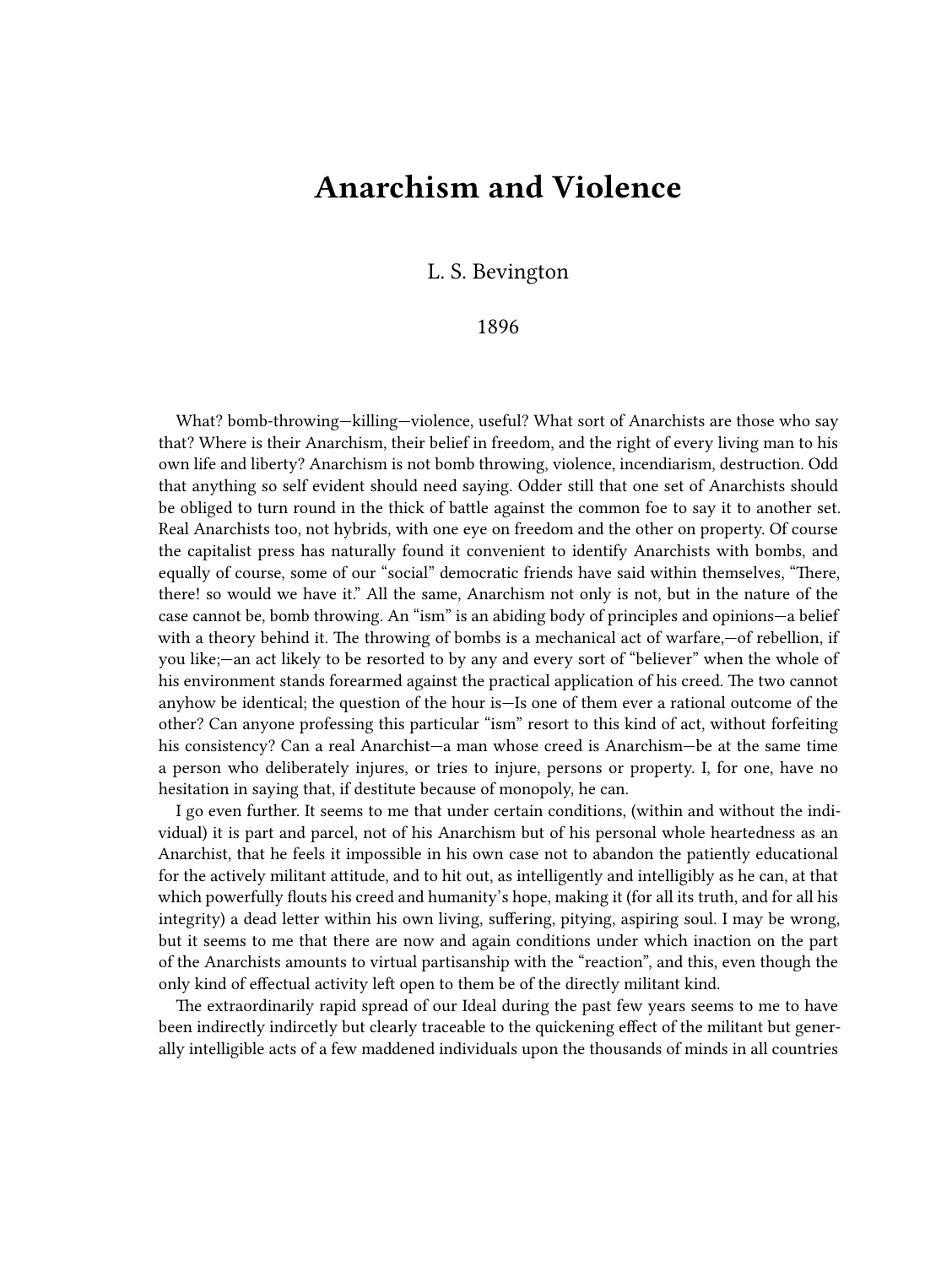# Anarchism and Violence

L. S. Bevington

1896

What? bomb-throwing—killing—violence, useful? What sort of Anarchists are those who say that? Where is their Anarchism, their belief in freedom, and the right of every living man to his own life and liberty? Anarchism is not bomb throwing, violence, incendiarism, destruction. Odd that anything so self evident should need saying. Odder still that one set of Anarchists should be obliged to turn round in the thick of battle against the common foe to say it to another set. Real Anarchists too, not hybrids, with one eye on freedom and the other on property. Of course the capitalist press has naturally found it convenient to identify Anarchists with bombs, and equally of course, some of our "social" democratic friends have said within themselves, "There, there! so would we have it." All the same, Anarchism not only is not, but in the nature of the case cannot be, bomb throwing. An "ism" is an abiding body of principles and opinions—a belief with a theory behind it. The throwing of bombs is a mechanical act of warfare,—of rebellion, if you like;—an act likely to be resorted to by any and every sort of "believer" when the whole of his environment stands forearmed against the practical application of his creed. The two cannot anyhow be identical; the question of the hour is—Is one of them ever a rational outcome of the other? Can anyone professing this particular "ism" resort to this kind of act, without forfeiting his consistency? Can a real Anarchist—a man whose creed is Anarchism—be at the same time a person who deliberately injures, or tries to injure, persons or property. I, for one, have no hesitation in saying that, if destitute because of monopoly, he can.

I go even further. It seems to me that under certain conditions, (within and without the individual) it is part and parcel, not of his Anarchism but of his personal whole heartedness as an Anarchist, that he feels it impossible in his own case not to abandon the patiently educational for the actively militant attitude, and to hit out, as intelligently and intelligibly as he can, at that which powerfully flouts his creed and humanity's hope, making it (for all its truth, and for all his integrity) a dead letter within his own living, suffering, pitying, aspiring soul. I may be wrong, but it seems to me that there are now and again conditions under which inaction on the part of the Anarchists amounts to virtual partisanship with the "reaction", and this, even though the only kind of effectual activity left open to them be of the directly militant kind.

The extraordinarily rapid spread of our Ideal during the past few years seems to me to have been indirectly indircetly but clearly traceable to the quickening effect of the militant but generally intelligible acts of a few maddened individuals upon the thousands of minds in all countries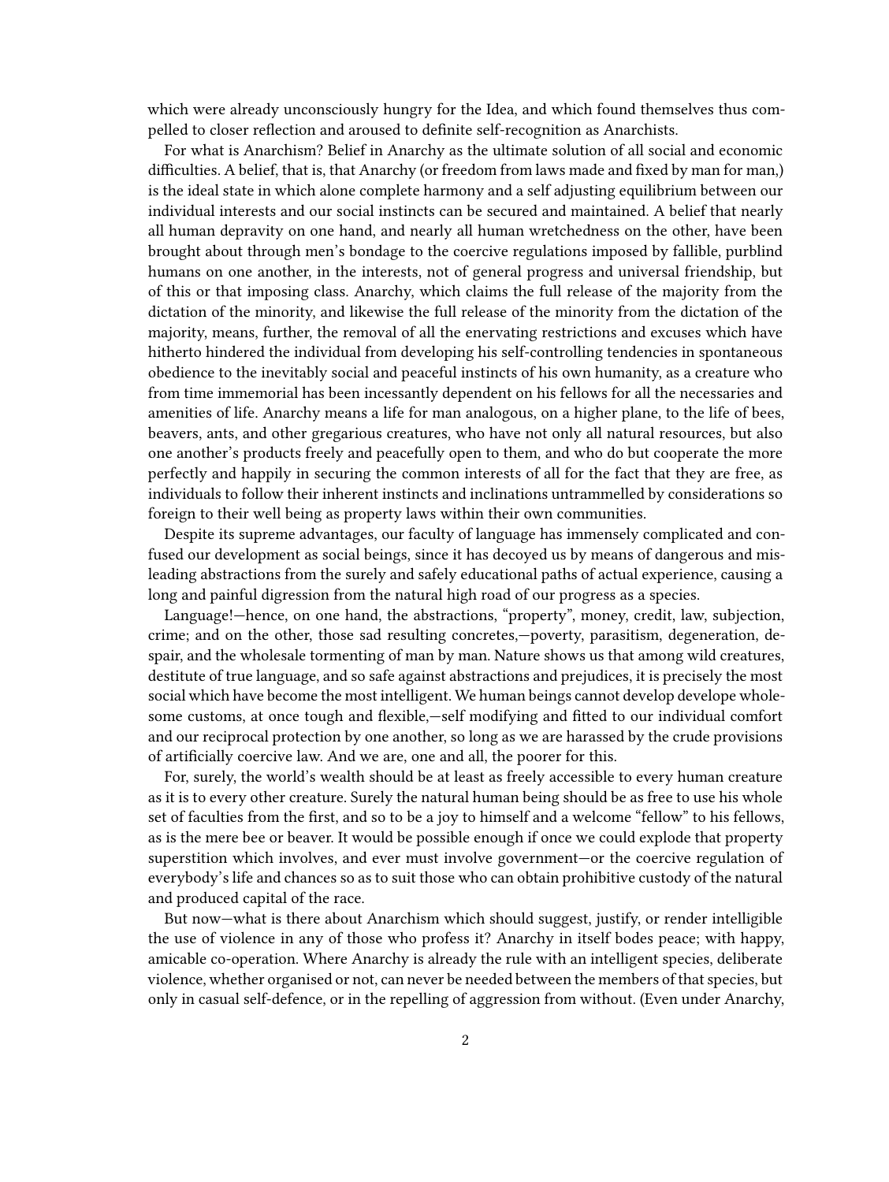which were already unconsciously hungry for the Idea, and which found themselves thus compelled to closer reflection and aroused to definite self-recognition as Anarchists.

For what is Anarchism? Belief in Anarchy as the ultimate solution of all social and economic difficulties. A belief, that is, that Anarchy (or freedom from laws made and fixed by man for man,) is the ideal state in which alone complete harmony and a self adjusting equilibrium between our individual interests and our social instincts can be secured and maintained. A belief that nearly all human depravity on one hand, and nearly all human wretchedness on the other, have been brought about through men's bondage to the coercive regulations imposed by fallible, purblind humans on one another, in the interests, not of general progress and universal friendship, but of this or that imposing class. Anarchy, which claims the full release of the majority from the dictation of the minority, and likewise the full release of the minority from the dictation of the majority, means, further, the removal of all the enervating restrictions and excuses which have hitherto hindered the individual from developing his self-controlling tendencies in spontaneous obedience to the inevitably social and peaceful instincts of his own humanity, as a creature who from time immemorial has been incessantly dependent on his fellows for all the necessaries and amenities of life. Anarchy means a life for man analogous, on a higher plane, to the life of bees, beavers, ants, and other gregarious creatures, who have not only all natural resources, but also one another's products freely and peacefully open to them, and who do but cooperate the more perfectly and happily in securing the common interests of all for the fact that they are free, as individuals to follow their inherent instincts and inclinations untrammelled by considerations so foreign to their well being as property laws within their own communities.

Despite its supreme advantages, our faculty of language has immensely complicated and confused our development as social beings, since it has decoyed us by means of dangerous and misleading abstractions from the surely and safely educational paths of actual experience, causing a long and painful digression from the natural high road of our progress as a species.

Language!—hence, on one hand, the abstractions, "property", money, credit, law, subjection, crime; and on the other, those sad resulting concretes,—poverty, parasitism, degeneration, despair, and the wholesale tormenting of man by man. Nature shows us that among wild creatures, destitute of true language, and so safe against abstractions and prejudices, it is precisely the most social which have become the most intelligent. We human beings cannot develop develope wholesome customs, at once tough and flexible,—self modifying and fitted to our individual comfort and our reciprocal protection by one another, so long as we are harassed by the crude provisions of artificially coercive law. And we are, one and all, the poorer for this.

For, surely, the world's wealth should be at least as freely accessible to every human creature as it is to every other creature. Surely the natural human being should be as free to use his whole set of faculties from the first, and so to be a joy to himself and a welcome "fellow" to his fellows, as is the mere bee or beaver. It would be possible enough if once we could explode that property superstition which involves, and ever must involve government—or the coercive regulation of everybody's life and chances so as to suit those who can obtain prohibitive custody of the natural and produced capital of the race.

But now—what is there about Anarchism which should suggest, justify, or render intelligible the use of violence in any of those who profess it? Anarchy in itself bodes peace; with happy, amicable co-operation. Where Anarchy is already the rule with an intelligent species, deliberate violence, whether organised or not, can never be needed between the members of that species, but only in casual self-defence, or in the repelling of aggression from without. (Even under Anarchy,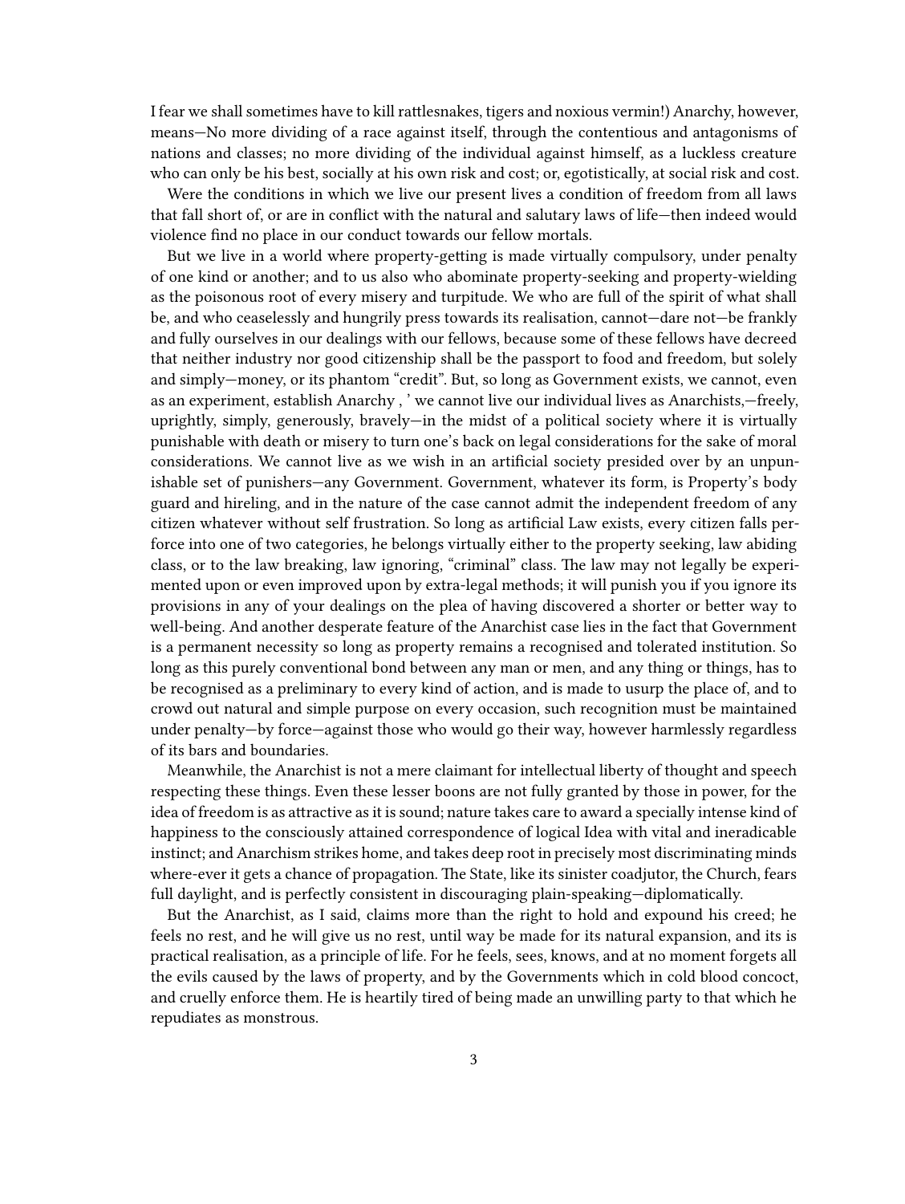I fear we shall sometimes have to kill rattlesnakes, tigers and noxious vermin!) Anarchy, however, means—No more dividing of a race against itself, through the contentious and antagonisms of nations and classes; no more dividing of the individual against himself, as a luckless creature who can only be his best, socially at his own risk and cost; or, egotistically, at social risk and cost.

Were the conditions in which we live our present lives a condition of freedom from all laws that fall short of, or are in conflict with the natural and salutary laws of life—then indeed would violence find no place in our conduct towards our fellow mortals.

But we live in a world where property-getting is made virtually compulsory, under penalty of one kind or another; and to us also who abominate property-seeking and property-wielding as the poisonous root of every misery and turpitude. We who are full of the spirit of what shall be, and who ceaselessly and hungrily press towards its realisation, cannot—dare not—be frankly and fully ourselves in our dealings with our fellows, because some of these fellows have decreed that neither industry nor good citizenship shall be the passport to food and freedom, but solely and simply—money, or its phantom "credit". But, so long as Government exists, we cannot, even as an experiment, establish Anarchy , ' we cannot live our individual lives as Anarchists,—freely, uprightly, simply, generously, bravely—in the midst of a political society where it is virtually punishable with death or misery to turn one's back on legal considerations for the sake of moral considerations. We cannot live as we wish in an artificial society presided over by an unpunishable set of punishers—any Government. Government, whatever its form, is Property's body guard and hireling, and in the nature of the case cannot admit the independent freedom of any citizen whatever without self frustration. So long as artificial Law exists, every citizen falls perforce into one of two categories, he belongs virtually either to the property seeking, law abiding class, or to the law breaking, law ignoring, "criminal" class. The law may not legally be experimented upon or even improved upon by extra-legal methods; it will punish you if you ignore its provisions in any of your dealings on the plea of having discovered a shorter or better way to well-being. And another desperate feature of the Anarchist case lies in the fact that Government is a permanent necessity so long as property remains a recognised and tolerated institution. So long as this purely conventional bond between any man or men, and any thing or things, has to be recognised as a preliminary to every kind of action, and is made to usurp the place of, and to crowd out natural and simple purpose on every occasion, such recognition must be maintained under penalty—by force—against those who would go their way, however harmlessly regardless of its bars and boundaries.

Meanwhile, the Anarchist is not a mere claimant for intellectual liberty of thought and speech respecting these things. Even these lesser boons are not fully granted by those in power, for the idea of freedom is as attractive as it is sound; nature takes care to award a specially intense kind of happiness to the consciously attained correspondence of logical Idea with vital and ineradicable instinct; and Anarchism strikes home, and takes deep root in precisely most discriminating minds where-ever it gets a chance of propagation. The State, like its sinister coadjutor, the Church, fears full daylight, and is perfectly consistent in discouraging plain-speaking—diplomatically.

But the Anarchist, as I said, claims more than the right to hold and expound his creed; he feels no rest, and he will give us no rest, until way be made for its natural expansion, and its is practical realisation, as a principle of life. For he feels, sees, knows, and at no moment forgets all the evils caused by the laws of property, and by the Governments which in cold blood concoct, and cruelly enforce them. He is heartily tired of being made an unwilling party to that which he repudiates as monstrous.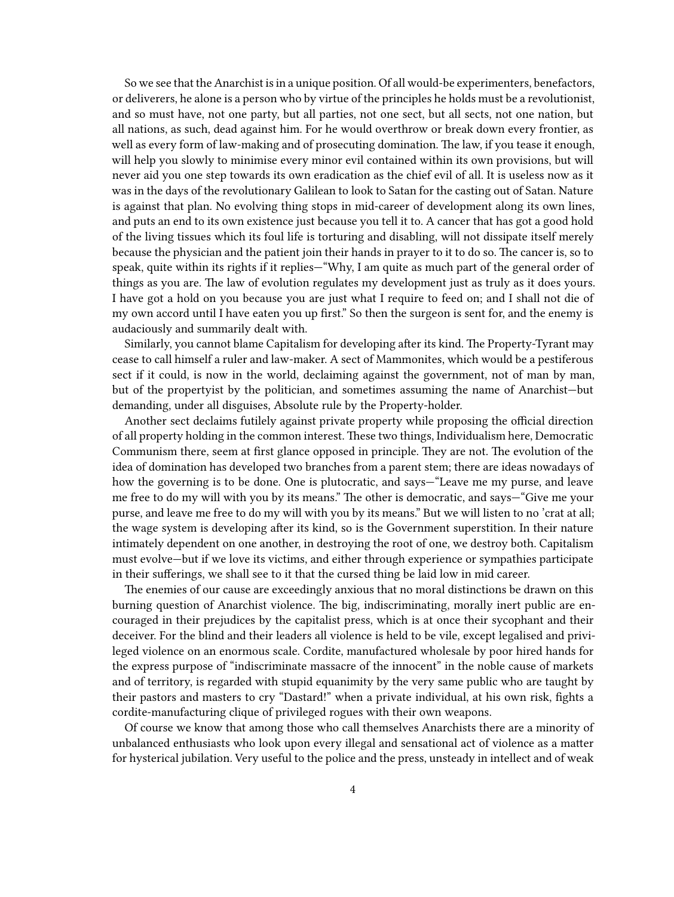So we see that the Anarchist is in a unique position. Of all would-be experimenters, benefactors, or deliverers, he alone is a person who by virtue of the principles he holds must be a revolutionist, and so must have, not one party, but all parties, not one sect, but all sects, not one nation, but all nations, as such, dead against him. For he would overthrow or break down every frontier, as well as every form of law-making and of prosecuting domination. The law, if you tease it enough, will help you slowly to minimise every minor evil contained within its own provisions, but will never aid you one step towards its own eradication as the chief evil of all. It is useless now as it was in the days of the revolutionary Galilean to look to Satan for the casting out of Satan. Nature is against that plan. No evolving thing stops in mid-career of development along its own lines, and puts an end to its own existence just because you tell it to. A cancer that has got a good hold of the living tissues which its foul life is torturing and disabling, will not dissipate itself merely because the physician and the patient join their hands in prayer to it to do so. The cancer is, so to speak, quite within its rights if it replies—"Why, I am quite as much part of the general order of things as you are. The law of evolution regulates my development just as truly as it does yours. I have got a hold on you because you are just what I require to feed on; and I shall not die of my own accord until I have eaten you up first." So then the surgeon is sent for, and the enemy is audaciously and summarily dealt with.

Similarly, you cannot blame Capitalism for developing after its kind. The Property-Tyrant may cease to call himself a ruler and law-maker. A sect of Mammonites, which would be a pestiferous sect if it could, is now in the world, declaiming against the government, not of man by man, but of the propertyist by the politician, and sometimes assuming the name of Anarchist—but demanding, under all disguises, Absolute rule by the Property-holder.

Another sect declaims futilely against private property while proposing the official direction of all property holding in the common interest. These two things, Individualism here, Democratic Communism there, seem at first glance opposed in principle. They are not. The evolution of the idea of domination has developed two branches from a parent stem; there are ideas nowadays of how the governing is to be done. One is plutocratic, and says—"Leave me my purse, and leave me free to do my will with you by its means." The other is democratic, and says—"Give me your purse, and leave me free to do my will with you by its means." But we will listen to no 'crat at all; the wage system is developing after its kind, so is the Government superstition. In their nature intimately dependent on one another, in destroying the root of one, we destroy both. Capitalism must evolve—but if we love its victims, and either through experience or sympathies participate in their sufferings, we shall see to it that the cursed thing be laid low in mid career.

The enemies of our cause are exceedingly anxious that no moral distinctions be drawn on this burning question of Anarchist violence. The big, indiscriminating, morally inert public are encouraged in their prejudices by the capitalist press, which is at once their sycophant and their deceiver. For the blind and their leaders all violence is held to be vile, except legalised and privileged violence on an enormous scale. Cordite, manufactured wholesale by poor hired hands for the express purpose of "indiscriminate massacre of the innocent" in the noble cause of markets and of territory, is regarded with stupid equanimity by the very same public who are taught by their pastors and masters to cry "Dastard!" when a private individual, at his own risk, fights a cordite-manufacturing clique of privileged rogues with their own weapons.

Of course we know that among those who call themselves Anarchists there are a minority of unbalanced enthusiasts who look upon every illegal and sensational act of violence as a matter for hysterical jubilation. Very useful to the police and the press, unsteady in intellect and of weak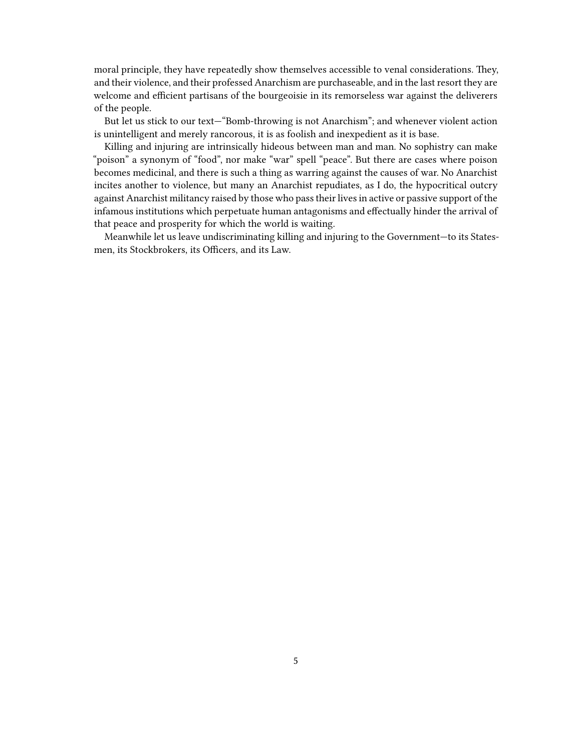moral principle, they have repeatedly show themselves accessible to venal considerations. They, and their violence, and their professed Anarchism are purchaseable, and in the last resort they are welcome and efficient partisans of the bourgeoisie in its remorseless war against the deliverers of the people.

But let us stick to our text—"Bomb-throwing is not Anarchism"; and whenever violent action is unintelligent and merely rancorous, it is as foolish and inexpedient as it is base.

Killing and injuring are intrinsically hideous between man and man. No sophistry can make "poison" a synonym of "food", nor make "war" spell "peace". But there are cases where poison becomes medicinal, and there is such a thing as warring against the causes of war. No Anarchist incites another to violence, but many an Anarchist repudiates, as I do, the hypocritical outcry against Anarchist militancy raised by those who pass their lives in active or passive support of the infamous institutions which perpetuate human antagonisms and effectually hinder the arrival of that peace and prosperity for which the world is waiting.

Meanwhile let us leave undiscriminating killing and injuring to the Government—to its Statesmen, its Stockbrokers, its Officers, and its Law.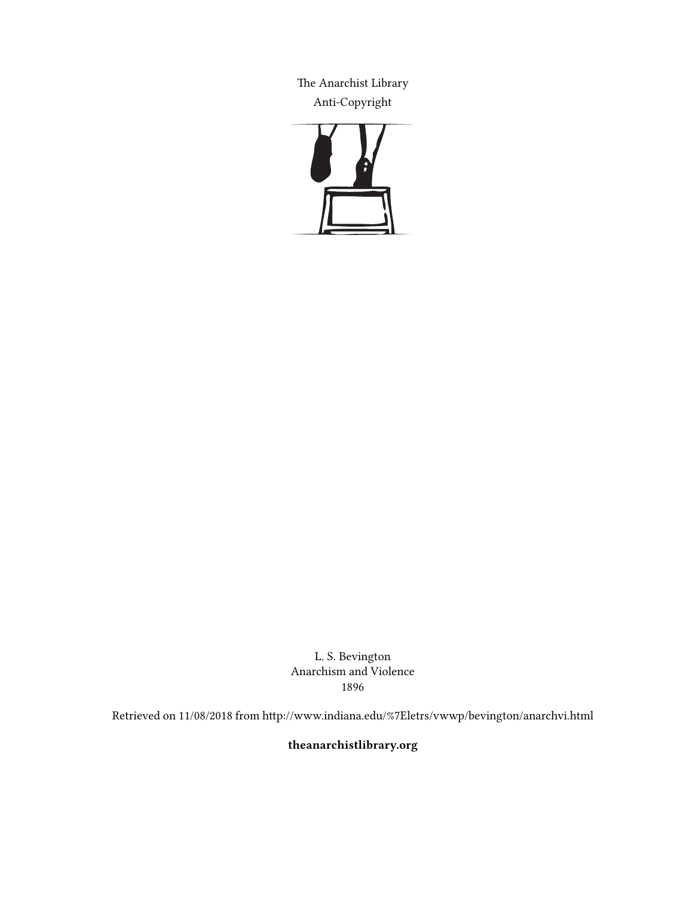The Anarchist Library
Anti-Copyright

L. S. Bevington
Anarchism and Violence
1896

Retrieved on 11/08/2018 from http://www.indiana.edu/%7Eletrs/vwwp/bevington/anarchvi.html

**theanarchistlibrary.org**